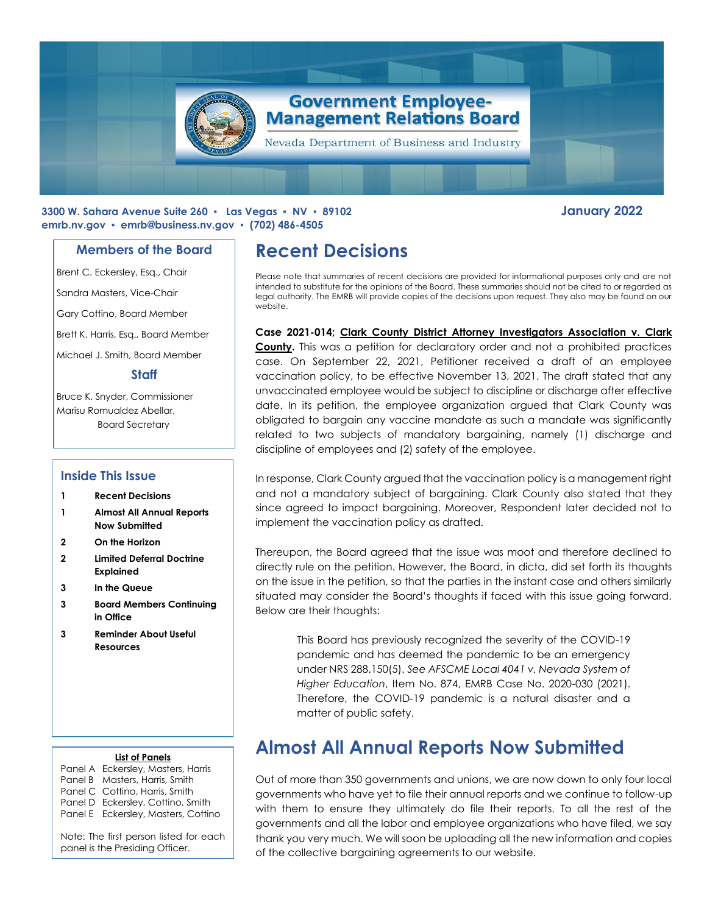# Government Employee-Management Relations Board

Nevada Department of Business and Industry

**3300 W. Sahara Avenue Suite 260 ▪ Las Vegas ▪ NV ▪ 89102**
**emrb.nv.gov ▪ emrb@business.nv.gov ▪ (702) 486-4505**

**January 2022**

### Members of the Board

Brent C. Eckersley, Esq., Chair

Sandra Masters, Vice-Chair

Gary Cottino, Board Member

Brett K. Harris, Esq., Board Member

Michael J. Smith, Board Member

### Staff

Bruce K. Snyder, Commissioner

Marisu Romualdez Abellar, Board Secretary

### Inside This Issue

| | |
|---|---|
| 1 | **Recent Decisions** |
| 1 | **Almost All Annual Reports Now Submitted** |
| 2 | **On the Horizon** |
| 2 | **Limited Deferral Doctrine Explained** |
| 3 | **In the Queue** |
| 3 | **Board Members Continuing in Office** |
| 3 | **Reminder About Useful Resources** |

**List of Panels**

Panel A Eckersley, Masters, Harris
Panel B Masters, Harris, Smith
Panel C Cottino, Harris, Smith
Panel D Eckersley, Cottino, Smith
Panel E Eckersley, Masters, Cottino

Note: The first person listed for each panel is the Presiding Officer.

## Recent Decisions

Please note that summaries of recent decisions are provided for informational purposes only and are not intended to substitute for the opinions of the Board. These summaries should not be cited to or regarded as legal authority. The EMRB will provide copies of the decisions upon request. They also may be found on our website.

**Case 2021-014; Clark County District Attorney Investigators Association v. Clark County.** This was a petition for declaratory order and not a prohibited practices case. On September 22, 2021, Petitioner received a draft of an employee vaccination policy, to be effective November 13, 2021. The draft stated that any unvaccinated employee would be subject to discipline or discharge after effective date. In its petition, the employee organization argued that Clark County was obligated to bargain any vaccine mandate as such a mandate was significantly related to two subjects of mandatory bargaining, namely (1) discharge and discipline of employees and (2) safety of the employee.

In response, Clark County argued that the vaccination policy is a management right and not a mandatory subject of bargaining. Clark County also stated that they since agreed to impact bargaining. Moreover, Respondent later decided not to implement the vaccination policy as drafted.

Thereupon, the Board agreed that the issue was moot and therefore declined to directly rule on the petition. However, the Board, in dicta, did set forth its thoughts on the issue in the petition, so that the parties in the instant case and others similarly situated may consider the Board's thoughts if faced with this issue going forward. Below are their thoughts:

> This Board has previously recognized the severity of the COVID-19 pandemic and has deemed the pandemic to be an emergency under NRS 288.150(5). *See AFSCME Local 4041 v. Nevada System of Higher Education*, Item No. 874, EMRB Case No. 2020-030 (2021). Therefore, the COVID-19 pandemic is a natural disaster and a matter of public safety.

## Almost All Annual Reports Now Submitted

Out of more than 350 governments and unions, we are now down to only four local governments who have yet to file their annual reports and we continue to follow-up with them to ensure they ultimately do file their reports. To all the rest of the governments and all the labor and employee organizations who have filed, we say thank you very much. We will soon be uploading all the new information and copies of the collective bargaining agreements to our website.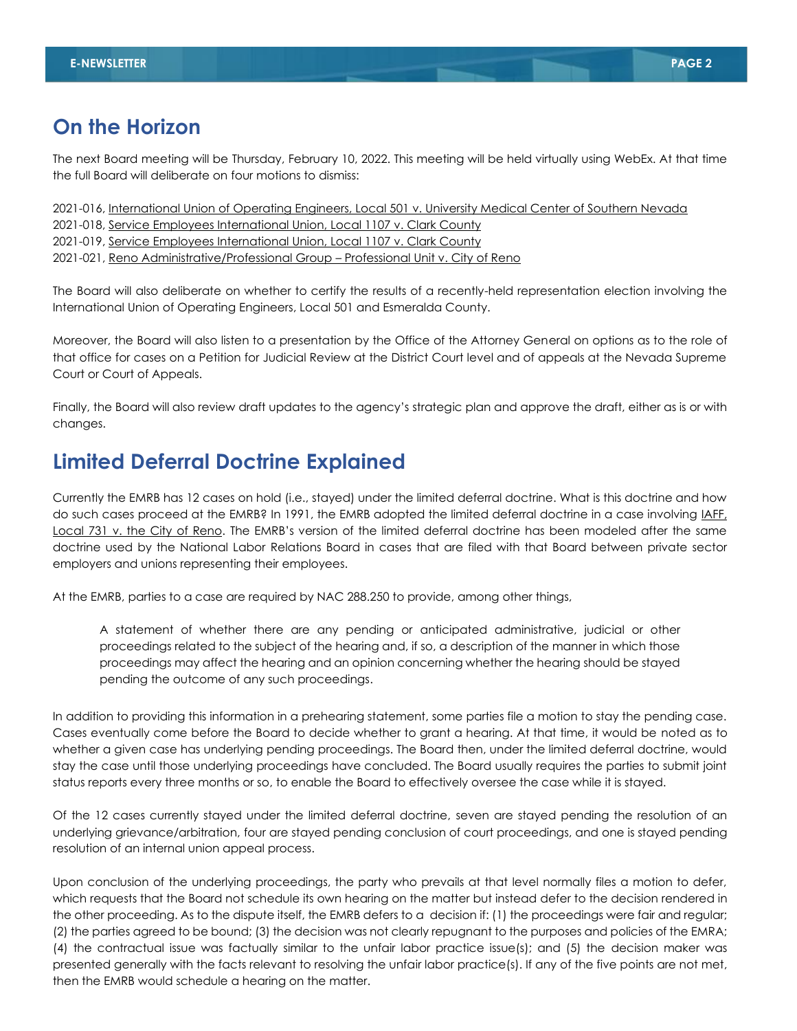## On the Horizon

The next Board meeting will be Thursday, February 10, 2022. This meeting will be held virtually using WebEx. At that time the full Board will deliberate on four motions to dismiss:

2021-016, International Union of Operating Engineers, Local 501 v. University Medical Center of Southern Nevada
2021-018, Service Employees International Union, Local 1107 v. Clark County
2021-019, Service Employees International Union, Local 1107 v. Clark County
2021-021, Reno Administrative/Professional Group – Professional Unit v. City of Reno

The Board will also deliberate on whether to certify the results of a recently-held representation election involving the International Union of Operating Engineers, Local 501 and Esmeralda County.

Moreover, the Board will also listen to a presentation by the Office of the Attorney General on options as to the role of that office for cases on a Petition for Judicial Review at the District Court level and of appeals at the Nevada Supreme Court or Court of Appeals.

Finally, the Board will also review draft updates to the agency's strategic plan and approve the draft, either as is or with changes.

## Limited Deferral Doctrine Explained

Currently the EMRB has 12 cases on hold (i.e., stayed) under the limited deferral doctrine. What is this doctrine and how do such cases proceed at the EMRB? In 1991, the EMRB adopted the limited deferral doctrine in a case involving IAFF, Local 731 v. the City of Reno. The EMRB's version of the limited deferral doctrine has been modeled after the same doctrine used by the National Labor Relations Board in cases that are filed with that Board between private sector employers and unions representing their employees.

At the EMRB, parties to a case are required by NAC 288.250 to provide, among other things,

> A statement of whether there are any pending or anticipated administrative, judicial or other proceedings related to the subject of the hearing and, if so, a description of the manner in which those proceedings may affect the hearing and an opinion concerning whether the hearing should be stayed pending the outcome of any such proceedings.

In addition to providing this information in a prehearing statement, some parties file a motion to stay the pending case. Cases eventually come before the Board to decide whether to grant a hearing. At that time, it would be noted as to whether a given case has underlying pending proceedings. The Board then, under the limited deferral doctrine, would stay the case until those underlying proceedings have concluded. The Board usually requires the parties to submit joint status reports every three months or so, to enable the Board to effectively oversee the case while it is stayed.

Of the 12 cases currently stayed under the limited deferral doctrine, seven are stayed pending the resolution of an underlying grievance/arbitration, four are stayed pending conclusion of court proceedings, and one is stayed pending resolution of an internal union appeal process.

Upon conclusion of the underlying proceedings, the party who prevails at that level normally files a motion to defer, which requests that the Board not schedule its own hearing on the matter but instead defer to the decision rendered in the other proceeding. As to the dispute itself, the EMRB defers to a decision if: (1) the proceedings were fair and regular; (2) the parties agreed to be bound; (3) the decision was not clearly repugnant to the purposes and policies of the EMRA; (4) the contractual issue was factually similar to the unfair labor practice issue(s); and (5) the decision maker was presented generally with the facts relevant to resolving the unfair labor practice(s). If any of the five points are not met, then the EMRB would schedule a hearing on the matter.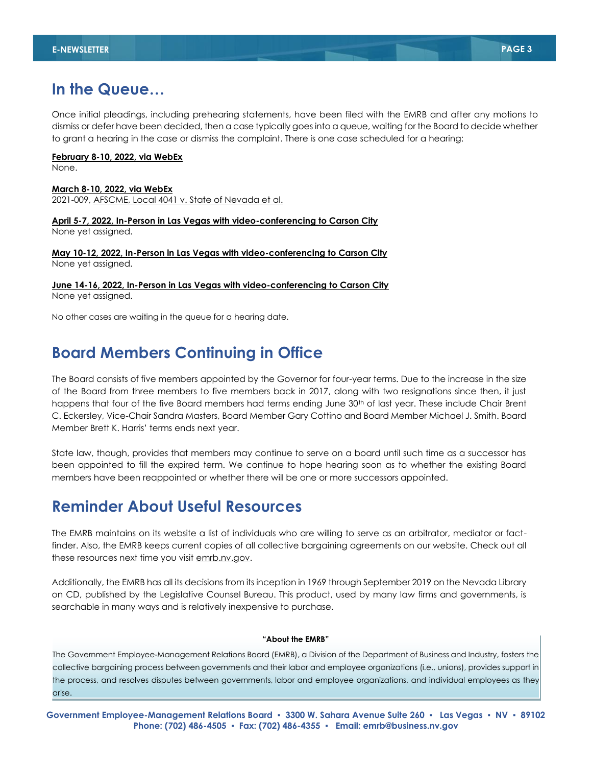## In the Queue…

Once initial pleadings, including prehearing statements, have been filed with the EMRB and after any motions to dismiss or defer have been decided, then a case typically goes into a queue, waiting for the Board to decide whether to grant a hearing in the case or dismiss the complaint. There is one case scheduled for a hearing:

**February 8-10, 2022, via WebEx**
None.

**March 8-10, 2022, via WebEx**
2021-009, AFSCME, Local 4041 v. State of Nevada et al.

**April 5-7, 2022, In-Person in Las Vegas with video-conferencing to Carson City**
None yet assigned.

**May 10-12, 2022, In-Person in Las Vegas with video-conferencing to Carson City**
None yet assigned.

**June 14-16, 2022, In-Person in Las Vegas with video-conferencing to Carson City**
None yet assigned.

No other cases are waiting in the queue for a hearing date.

## Board Members Continuing in Office

The Board consists of five members appointed by the Governor for four-year terms. Due to the increase in the size of the Board from three members to five members back in 2017, along with two resignations since then, it just happens that four of the five Board members had terms ending June 30th of last year. These include Chair Brent C. Eckersley, Vice-Chair Sandra Masters, Board Member Gary Cottino and Board Member Michael J. Smith. Board Member Brett K. Harris' terms ends next year.

State law, though, provides that members may continue to serve on a board until such time as a successor has been appointed to fill the expired term. We continue to hope hearing soon as to whether the existing Board members have been reappointed or whether there will be one or more successors appointed.

## Reminder About Useful Resources

The EMRB maintains on its website a list of individuals who are willing to serve as an arbitrator, mediator or fact-finder. Also, the EMRB keeps current copies of all collective bargaining agreements on our website. Check out all these resources next time you visit emrb.nv.gov.

Additionally, the EMRB has all its decisions from its inception in 1969 through September 2019 on the Nevada Library on CD, published by the Legislative Counsel Bureau. This product, used by many law firms and governments, is searchable in many ways and is relatively inexpensive to purchase.

**"About the EMRB"**

The Government Employee-Management Relations Board (EMRB), a Division of the Department of Business and Industry, fosters the collective bargaining process between governments and their labor and employee organizations (i.e., unions), provides support in the process, and resolves disputes between governments, labor and employee organizations, and individual employees as they arise.

**Government Employee-Management Relations Board ▪ 3300 W. Sahara Avenue Suite 260 ▪ Las Vegas ▪ NV ▪ 89102**
**Phone: (702) 486-4505 ▪ Fax: (702) 486-4355 ▪ Email: emrb@business.nv.gov**